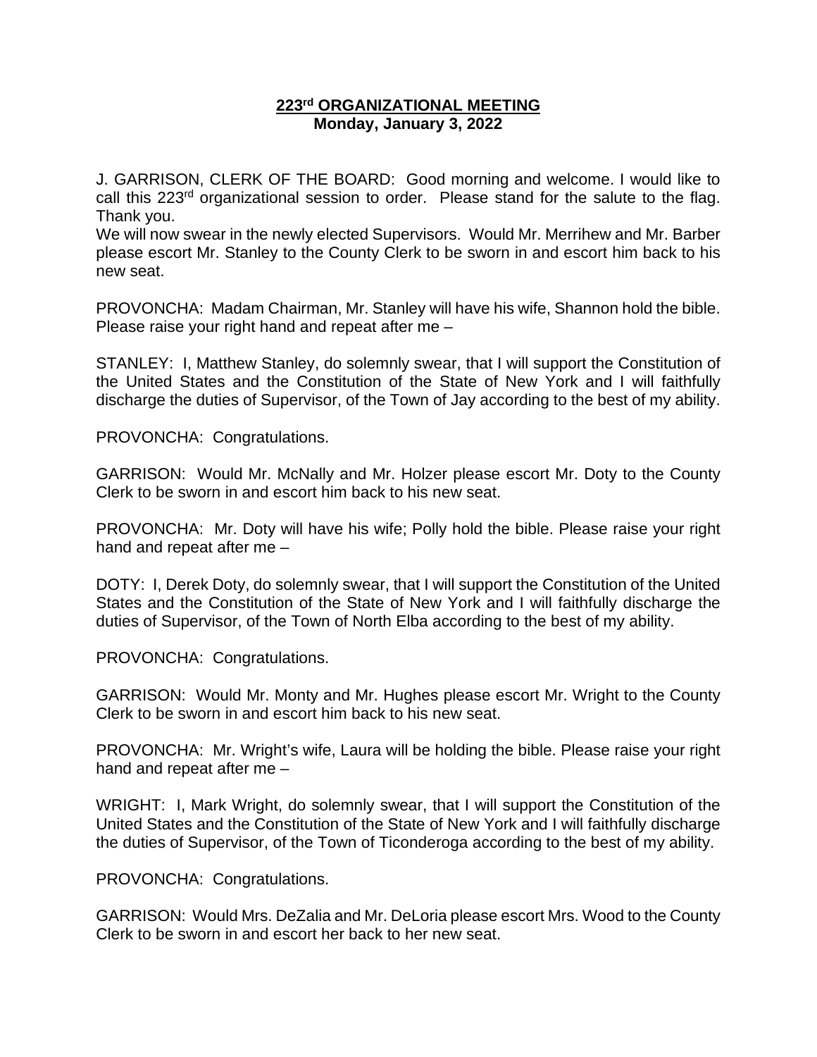# 223[rd] ORGANIZATIONAL MEETING
**Monday, January 3, 2022**

J. GARRISON, CLERK OF THE BOARD: Good morning and welcome. I would like to call this 223[rd] organizational session to order. Please stand for the salute to the flag. Thank you.
We will now swear in the newly elected Supervisors. Would Mr. Merrihew and Mr. Barber please escort Mr. Stanley to the County Clerk to be sworn in and escort him back to his new seat.

PROVONCHA: Madam Chairman, Mr. Stanley will have his wife, Shannon hold the bible. Please raise your right hand and repeat after me –

STANLEY: I, Matthew Stanley, do solemnly swear, that I will support the Constitution of the United States and the Constitution of the State of New York and I will faithfully discharge the duties of Supervisor, of the Town of Jay according to the best of my ability.

PROVONCHA: Congratulations.

GARRISON: Would Mr. McNally and Mr. Holzer please escort Mr. Doty to the County Clerk to be sworn in and escort him back to his new seat.

PROVONCHA: Mr. Doty will have his wife; Polly hold the bible. Please raise your right hand and repeat after me –

DOTY: I, Derek Doty, do solemnly swear, that I will support the Constitution of the United States and the Constitution of the State of New York and I will faithfully discharge the duties of Supervisor, of the Town of North Elba according to the best of my ability.

PROVONCHA: Congratulations.

GARRISON: Would Mr. Monty and Mr. Hughes please escort Mr. Wright to the County Clerk to be sworn in and escort him back to his new seat.

PROVONCHA: Mr. Wright's wife, Laura will be holding the bible. Please raise your right hand and repeat after me –

WRIGHT: I, Mark Wright, do solemnly swear, that I will support the Constitution of the United States and the Constitution of the State of New York and I will faithfully discharge the duties of Supervisor, of the Town of Ticonderoga according to the best of my ability.

PROVONCHA: Congratulations.

GARRISON: Would Mrs. DeZalia and Mr. DeLoria please escort Mrs. Wood to the County Clerk to be sworn in and escort her back to her new seat.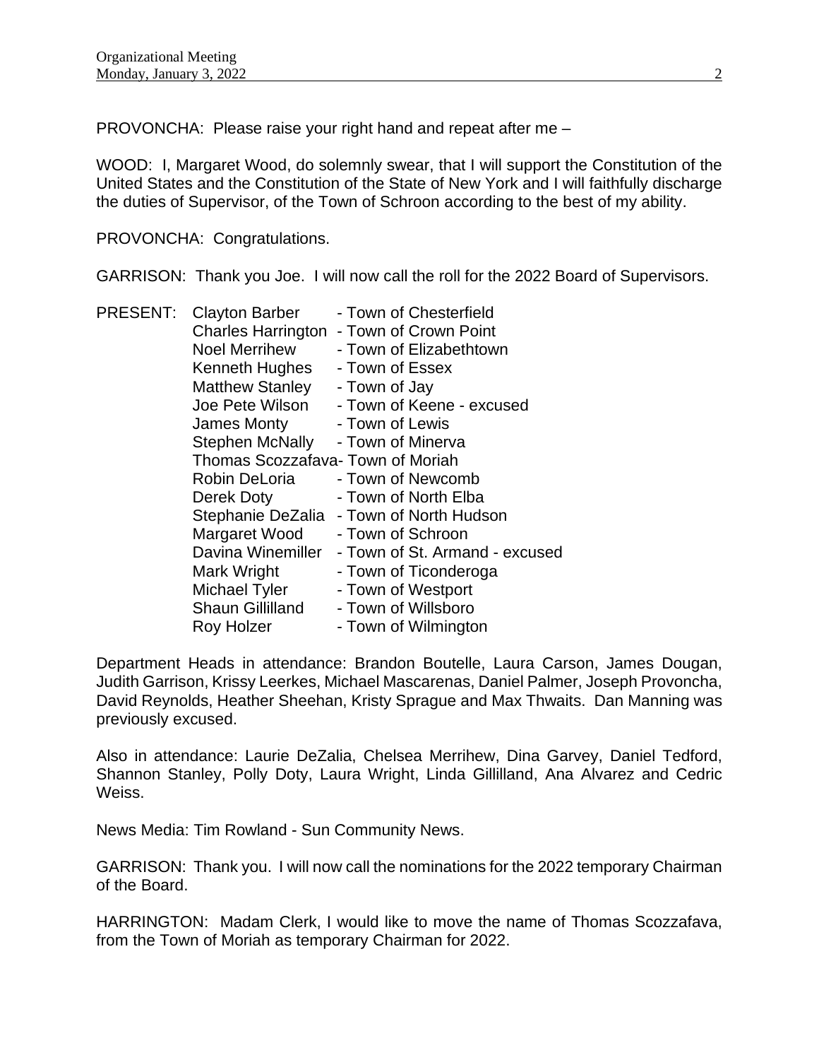PROVONCHA: Please raise your right hand and repeat after me –

WOOD: I, Margaret Wood, do solemnly swear, that I will support the Constitution of the United States and the Constitution of the State of New York and I will faithfully discharge the duties of Supervisor, of the Town of Schroon according to the best of my ability.

PROVONCHA: Congratulations.

GARRISON: Thank you Joe. I will now call the roll for the 2022 Board of Supervisors.

| PRESENT: | | |
|---|---|---|
| | Clayton Barber | - Town of Chesterfield |
| | Charles Harrington | - Town of Crown Point |
| | Noel Merrihew | - Town of Elizabethtown |
| | Kenneth Hughes | - Town of Essex |
| | Matthew Stanley | - Town of Jay |
| | Joe Pete Wilson | - Town of Keene - excused |
| | James Monty | - Town of Lewis |
| | Stephen McNally | - Town of Minerva |
| | Thomas Scozzafava | - Town of Moriah |
| | Robin DeLoria | - Town of Newcomb |
| | Derek Doty | - Town of North Elba |
| | Stephanie DeZalia | - Town of North Hudson |
| | Margaret Wood | - Town of Schroon |
| | Davina Winemiller | - Town of St. Armand - excused |
| | Mark Wright | - Town of Ticonderoga |
| | Michael Tyler | - Town of Westport |
| | Shaun Gillilland | - Town of Willsboro |
| | Roy Holzer | - Town of Wilmington |

Department Heads in attendance: Brandon Boutelle, Laura Carson, James Dougan, Judith Garrison, Krissy Leerkes, Michael Mascarenas, Daniel Palmer, Joseph Provoncha, David Reynolds, Heather Sheehan, Kristy Sprague and Max Thwaits. Dan Manning was previously excused.

Also in attendance: Laurie DeZalia, Chelsea Merrihew, Dina Garvey, Daniel Tedford, Shannon Stanley, Polly Doty, Laura Wright, Linda Gillilland, Ana Alvarez and Cedric Weiss.

News Media: Tim Rowland - Sun Community News.

GARRISON: Thank you. I will now call the nominations for the 2022 temporary Chairman of the Board.

HARRINGTON: Madam Clerk, I would like to move the name of Thomas Scozzafava, from the Town of Moriah as temporary Chairman for 2022.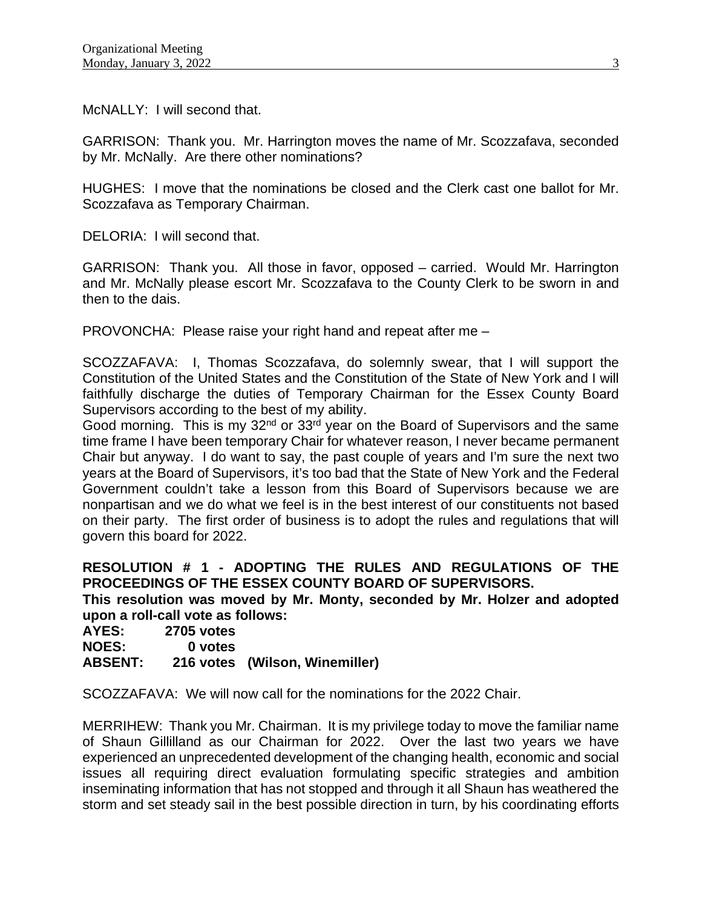McNALLY: I will second that.

GARRISON: Thank you. Mr. Harrington moves the name of Mr. Scozzafava, seconded by Mr. McNally. Are there other nominations?

HUGHES: I move that the nominations be closed and the Clerk cast one ballot for Mr. Scozzafava as Temporary Chairman.

DELORIA: I will second that.

GARRISON: Thank you. All those in favor, opposed – carried. Would Mr. Harrington and Mr. McNally please escort Mr. Scozzafava to the County Clerk to be sworn in and then to the dais.

PROVONCHA: Please raise your right hand and repeat after me –

SCOZZAFAVA: I, Thomas Scozzafava, do solemnly swear, that I will support the Constitution of the United States and the Constitution of the State of New York and I will faithfully discharge the duties of Temporary Chairman for the Essex County Board Supervisors according to the best of my ability.
Good morning. This is my 32nd or 33rd year on the Board of Supervisors and the same time frame I have been temporary Chair for whatever reason, I never became permanent Chair but anyway. I do want to say, the past couple of years and I'm sure the next two years at the Board of Supervisors, it's too bad that the State of New York and the Federal Government couldn't take a lesson from this Board of Supervisors because we are nonpartisan and we do what we feel is in the best interest of our constituents not based on their party. The first order of business is to adopt the rules and regulations that will govern this board for 2022.

**RESOLUTION # 1 - ADOPTING THE RULES AND REGULATIONS OF THE PROCEEDINGS OF THE ESSEX COUNTY BOARD OF SUPERVISORS.**
**This resolution was moved by Mr. Monty, seconded by Mr. Holzer and adopted upon a roll-call vote as follows:**
**AYES: 2705 votes**
**NOES: 0 votes**
**ABSENT: 216 votes (Wilson, Winemiller)**

SCOZZAFAVA: We will now call for the nominations for the 2022 Chair.

MERRIHEW: Thank you Mr. Chairman. It is my privilege today to move the familiar name of Shaun Gillilland as our Chairman for 2022. Over the last two years we have experienced an unprecedented development of the changing health, economic and social issues all requiring direct evaluation formulating specific strategies and ambition inseminating information that has not stopped and through it all Shaun has weathered the storm and set steady sail in the best possible direction in turn, by his coordinating efforts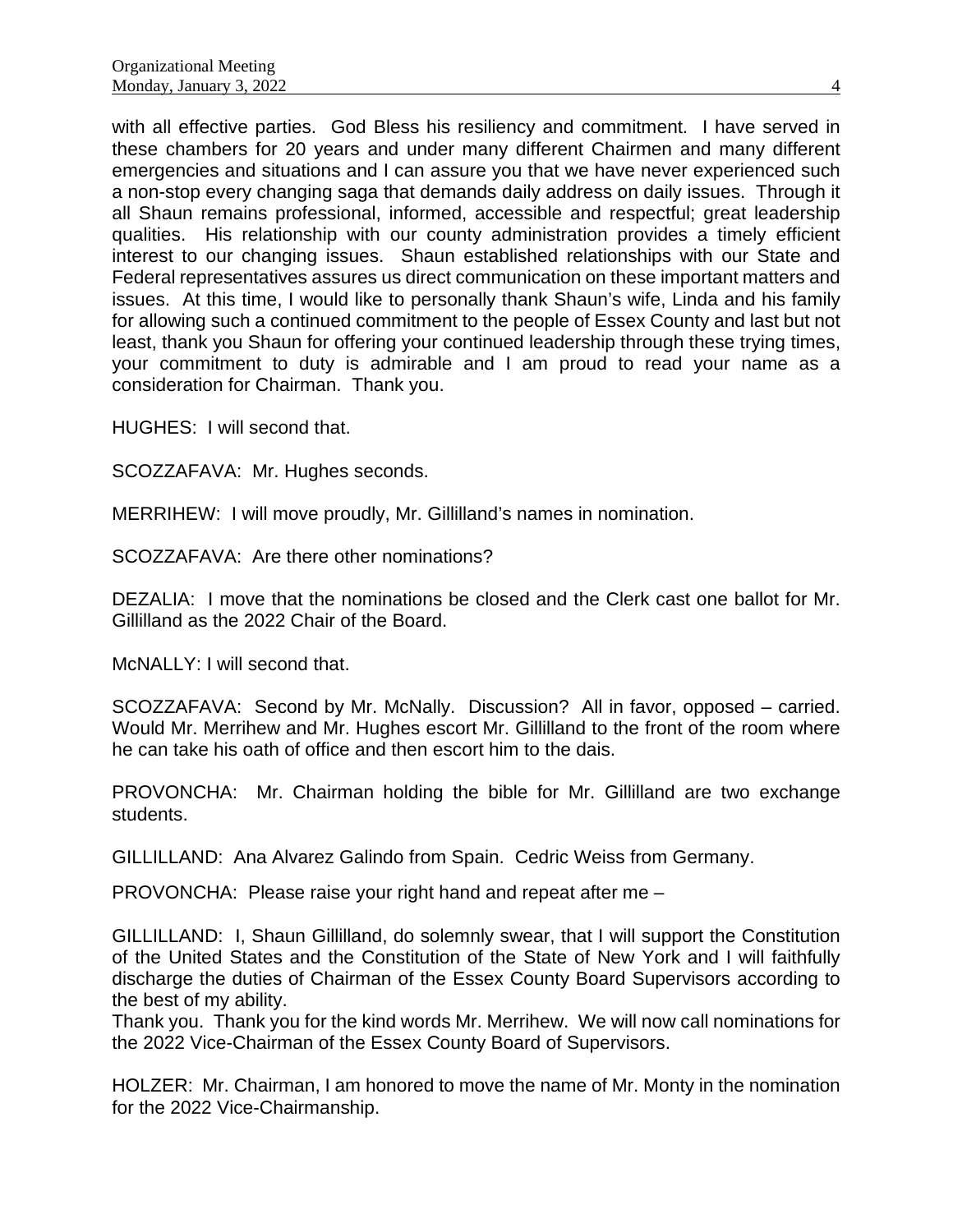with all effective parties. God Bless his resiliency and commitment. I have served in these chambers for 20 years and under many different Chairmen and many different emergencies and situations and I can assure you that we have never experienced such a non-stop every changing saga that demands daily address on daily issues. Through it all Shaun remains professional, informed, accessible and respectful; great leadership qualities. His relationship with our county administration provides a timely efficient interest to our changing issues. Shaun established relationships with our State and Federal representatives assures us direct communication on these important matters and issues. At this time, I would like to personally thank Shaun's wife, Linda and his family for allowing such a continued commitment to the people of Essex County and last but not least, thank you Shaun for offering your continued leadership through these trying times, your commitment to duty is admirable and I am proud to read your name as a consideration for Chairman. Thank you.

HUGHES: I will second that.

SCOZZAFAVA: Mr. Hughes seconds.

MERRIHEW: I will move proudly, Mr. Gillilland's names in nomination.

SCOZZAFAVA: Are there other nominations?

DEZALIA: I move that the nominations be closed and the Clerk cast one ballot for Mr. Gillilland as the 2022 Chair of the Board.

McNALLY: I will second that.

SCOZZAFAVA: Second by Mr. McNally. Discussion? All in favor, opposed – carried. Would Mr. Merrihew and Mr. Hughes escort Mr. Gillilland to the front of the room where he can take his oath of office and then escort him to the dais.

PROVONCHA: Mr. Chairman holding the bible for Mr. Gillilland are two exchange students.

GILLILLAND: Ana Alvarez Galindo from Spain. Cedric Weiss from Germany.

PROVONCHA: Please raise your right hand and repeat after me –

GILLILLAND: I, Shaun Gillilland, do solemnly swear, that I will support the Constitution of the United States and the Constitution of the State of New York and I will faithfully discharge the duties of Chairman of the Essex County Board Supervisors according to the best of my ability.
Thank you. Thank you for the kind words Mr. Merrihew. We will now call nominations for the 2022 Vice-Chairman of the Essex County Board of Supervisors.

HOLZER: Mr. Chairman, I am honored to move the name of Mr. Monty in the nomination for the 2022 Vice-Chairmanship.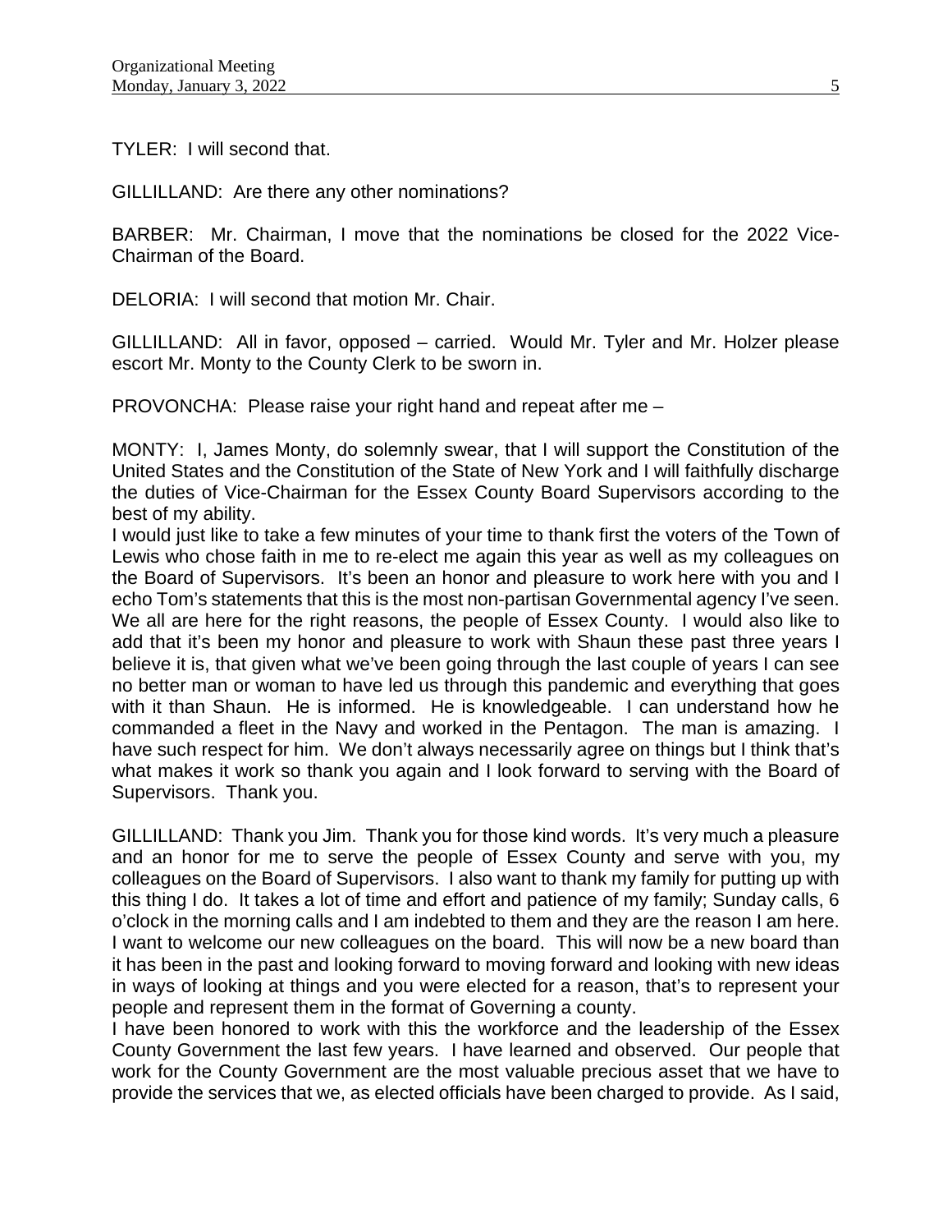TYLER: I will second that.

GILLILLAND: Are there any other nominations?

BARBER: Mr. Chairman, I move that the nominations be closed for the 2022 Vice-Chairman of the Board.

DELORIA: I will second that motion Mr. Chair.

GILLILLAND: All in favor, opposed – carried. Would Mr. Tyler and Mr. Holzer please escort Mr. Monty to the County Clerk to be sworn in.

PROVONCHA: Please raise your right hand and repeat after me –

MONTY: I, James Monty, do solemnly swear, that I will support the Constitution of the United States and the Constitution of the State of New York and I will faithfully discharge the duties of Vice-Chairman for the Essex County Board Supervisors according to the best of my ability.
I would just like to take a few minutes of your time to thank first the voters of the Town of Lewis who chose faith in me to re-elect me again this year as well as my colleagues on the Board of Supervisors. It's been an honor and pleasure to work here with you and I echo Tom's statements that this is the most non-partisan Governmental agency I've seen. We all are here for the right reasons, the people of Essex County. I would also like to add that it's been my honor and pleasure to work with Shaun these past three years I believe it is, that given what we've been going through the last couple of years I can see no better man or woman to have led us through this pandemic and everything that goes with it than Shaun. He is informed. He is knowledgeable. I can understand how he commanded a fleet in the Navy and worked in the Pentagon. The man is amazing. I have such respect for him. We don't always necessarily agree on things but I think that's what makes it work so thank you again and I look forward to serving with the Board of Supervisors. Thank you.

GILLILLAND: Thank you Jim. Thank you for those kind words. It's very much a pleasure and an honor for me to serve the people of Essex County and serve with you, my colleagues on the Board of Supervisors. I also want to thank my family for putting up with this thing I do. It takes a lot of time and effort and patience of my family; Sunday calls, 6 o'clock in the morning calls and I am indebted to them and they are the reason I am here. I want to welcome our new colleagues on the board. This will now be a new board than it has been in the past and looking forward to moving forward and looking with new ideas in ways of looking at things and you were elected for a reason, that's to represent your people and represent them in the format of Governing a county.
I have been honored to work with this the workforce and the leadership of the Essex County Government the last few years. I have learned and observed. Our people that work for the County Government are the most valuable precious asset that we have to provide the services that we, as elected officials have been charged to provide. As I said,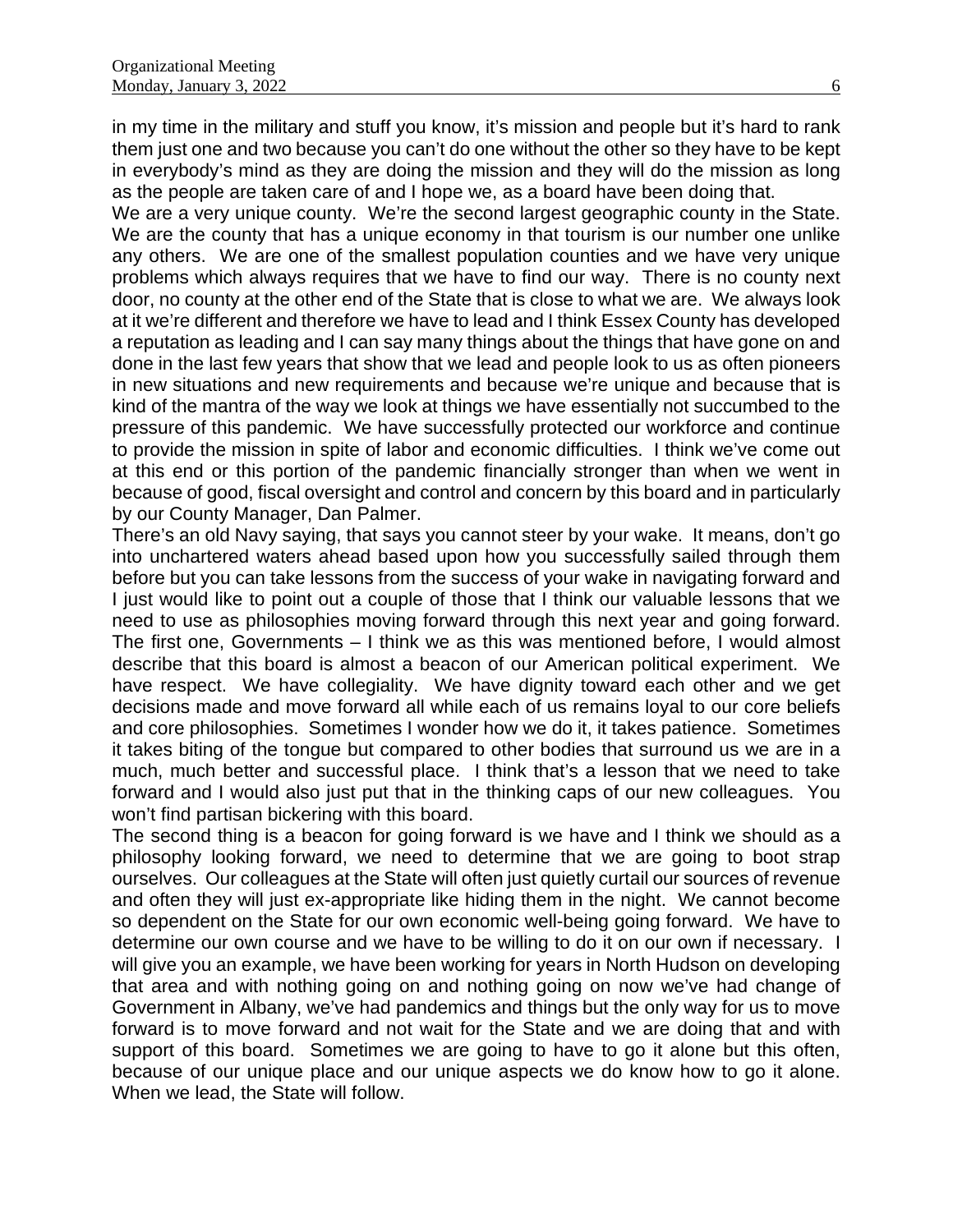in my time in the military and stuff you know, it's mission and people but it's hard to rank them just one and two because you can't do one without the other so they have to be kept in everybody's mind as they are doing the mission and they will do the mission as long as the people are taken care of and I hope we, as a board have been doing that.

We are a very unique county. We're the second largest geographic county in the State. We are the county that has a unique economy in that tourism is our number one unlike any others. We are one of the smallest population counties and we have very unique problems which always requires that we have to find our way. There is no county next door, no county at the other end of the State that is close to what we are. We always look at it we're different and therefore we have to lead and I think Essex County has developed a reputation as leading and I can say many things about the things that have gone on and done in the last few years that show that we lead and people look to us as often pioneers in new situations and new requirements and because we're unique and because that is kind of the mantra of the way we look at things we have essentially not succumbed to the pressure of this pandemic. We have successfully protected our workforce and continue to provide the mission in spite of labor and economic difficulties. I think we've come out at this end or this portion of the pandemic financially stronger than when we went in because of good, fiscal oversight and control and concern by this board and in particularly by our County Manager, Dan Palmer.

There's an old Navy saying, that says you cannot steer by your wake. It means, don't go into unchartered waters ahead based upon how you successfully sailed through them before but you can take lessons from the success of your wake in navigating forward and I just would like to point out a couple of those that I think our valuable lessons that we need to use as philosophies moving forward through this next year and going forward. The first one, Governments – I think we as this was mentioned before, I would almost describe that this board is almost a beacon of our American political experiment. We have respect. We have collegiality. We have dignity toward each other and we get decisions made and move forward all while each of us remains loyal to our core beliefs and core philosophies. Sometimes I wonder how we do it, it takes patience. Sometimes it takes biting of the tongue but compared to other bodies that surround us we are in a much, much better and successful place. I think that's a lesson that we need to take forward and I would also just put that in the thinking caps of our new colleagues. You won't find partisan bickering with this board.

The second thing is a beacon for going forward is we have and I think we should as a philosophy looking forward, we need to determine that we are going to boot strap ourselves. Our colleagues at the State will often just quietly curtail our sources of revenue and often they will just ex-appropriate like hiding them in the night. We cannot become so dependent on the State for our own economic well-being going forward. We have to determine our own course and we have to be willing to do it on our own if necessary. I will give you an example, we have been working for years in North Hudson on developing that area and with nothing going on and nothing going on now we've had change of Government in Albany, we've had pandemics and things but the only way for us to move forward is to move forward and not wait for the State and we are doing that and with support of this board. Sometimes we are going to have to go it alone but this often, because of our unique place and our unique aspects we do know how to go it alone. When we lead, the State will follow.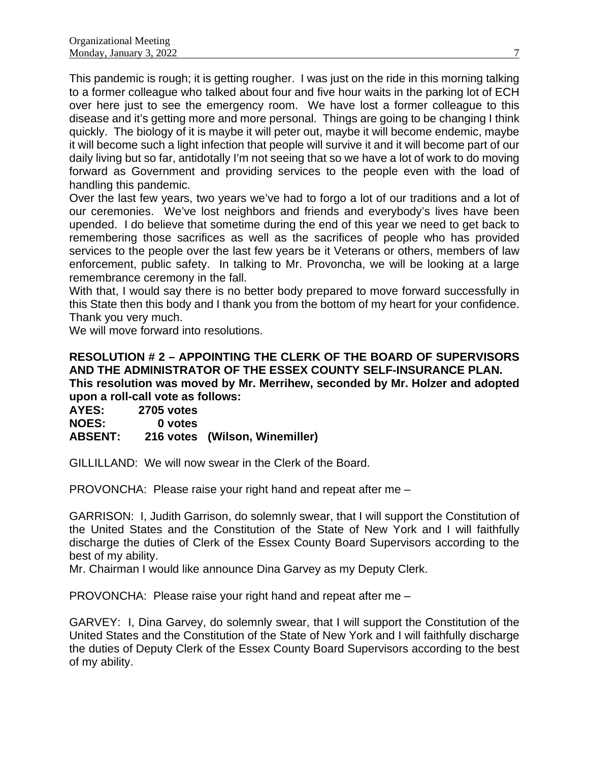This pandemic is rough; it is getting rougher. I was just on the ride in this morning talking to a former colleague who talked about four and five hour waits in the parking lot of ECH over here just to see the emergency room. We have lost a former colleague to this disease and it's getting more and more personal. Things are going to be changing I think quickly. The biology of it is maybe it will peter out, maybe it will become endemic, maybe it will become such a light infection that people will survive it and it will become part of our daily living but so far, antidotally I'm not seeing that so we have a lot of work to do moving forward as Government and providing services to the people even with the load of handling this pandemic.

Over the last few years, two years we've had to forgo a lot of our traditions and a lot of our ceremonies. We've lost neighbors and friends and everybody's lives have been upended. I do believe that sometime during the end of this year we need to get back to remembering those sacrifices as well as the sacrifices of people who has provided services to the people over the last few years be it Veterans or others, members of law enforcement, public safety. In talking to Mr. Provoncha, we will be looking at a large remembrance ceremony in the fall.

With that, I would say there is no better body prepared to move forward successfully in this State then this body and I thank you from the bottom of my heart for your confidence. Thank you very much.

We will move forward into resolutions.

**RESOLUTION # 2 – APPOINTING THE CLERK OF THE BOARD OF SUPERVISORS AND THE ADMINISTRATOR OF THE ESSEX COUNTY SELF-INSURANCE PLAN.**
**This resolution was moved by Mr. Merrihew, seconded by Mr. Holzer and adopted upon a roll-call vote as follows:**

**AYES: 2705 votes**
**NOES: 0 votes**
**ABSENT: 216 votes (Wilson, Winemiller)**

GILLILLAND: We will now swear in the Clerk of the Board.

PROVONCHA: Please raise your right hand and repeat after me –

GARRISON: I, Judith Garrison, do solemnly swear, that I will support the Constitution of the United States and the Constitution of the State of New York and I will faithfully discharge the duties of Clerk of the Essex County Board Supervisors according to the best of my ability.

Mr. Chairman I would like announce Dina Garvey as my Deputy Clerk.

PROVONCHA: Please raise your right hand and repeat after me –

GARVEY: I, Dina Garvey, do solemnly swear, that I will support the Constitution of the United States and the Constitution of the State of New York and I will faithfully discharge the duties of Deputy Clerk of the Essex County Board Supervisors according to the best of my ability.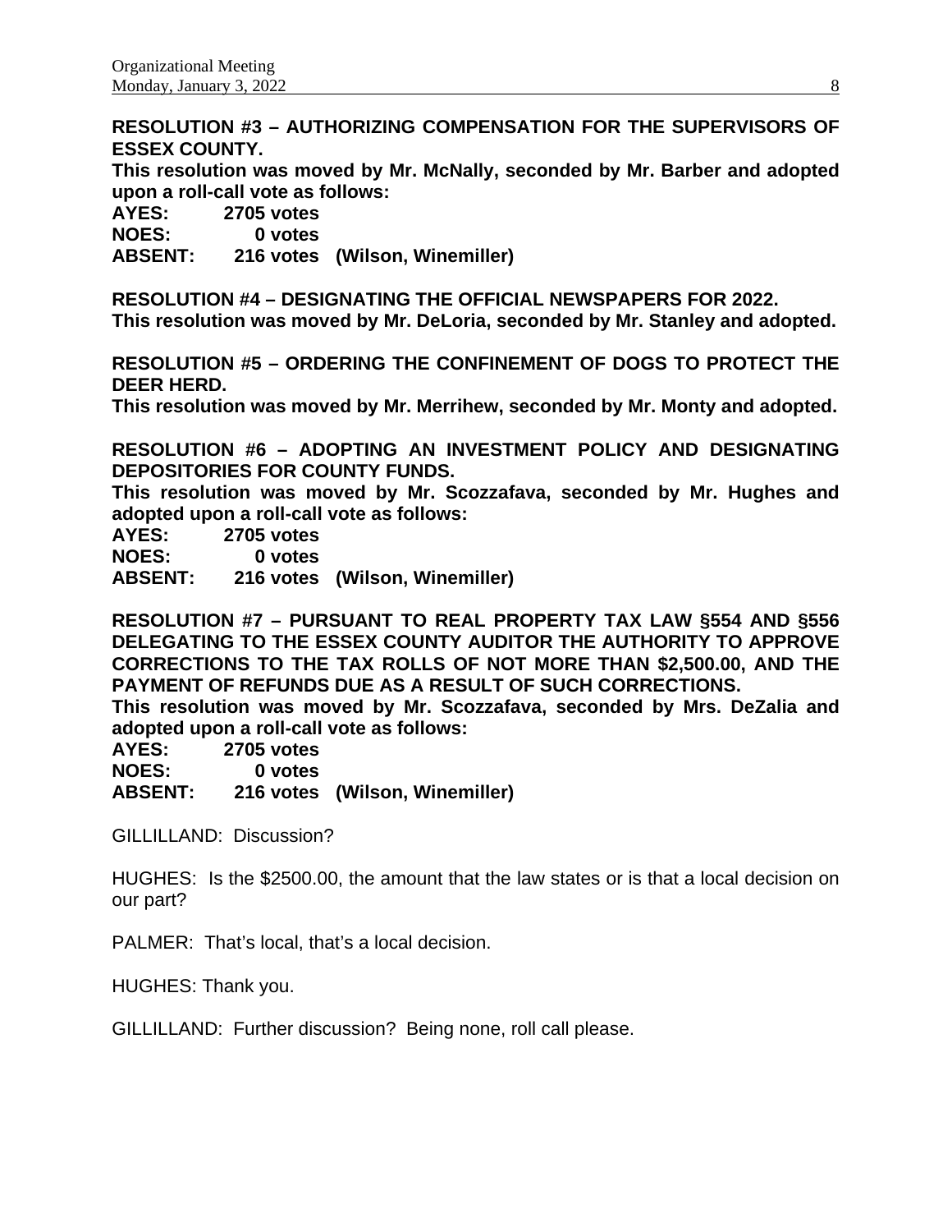**RESOLUTION #3 – AUTHORIZING COMPENSATION FOR THE SUPERVISORS OF ESSEX COUNTY.**

**This resolution was moved by Mr. McNally, seconded by Mr. Barber and adopted upon a roll-call vote as follows:**

**AYES: 2705 votes**
**NOES: 0 votes**
**ABSENT: 216 votes (Wilson, Winemiller)**

**RESOLUTION #4 – DESIGNATING THE OFFICIAL NEWSPAPERS FOR 2022.**

**This resolution was moved by Mr. DeLoria, seconded by Mr. Stanley and adopted.**

**RESOLUTION #5 – ORDERING THE CONFINEMENT OF DOGS TO PROTECT THE DEER HERD.**

**This resolution was moved by Mr. Merrihew, seconded by Mr. Monty and adopted.**

**RESOLUTION #6 – ADOPTING AN INVESTMENT POLICY AND DESIGNATING DEPOSITORIES FOR COUNTY FUNDS.**

**This resolution was moved by Mr. Scozzafava, seconded by Mr. Hughes and adopted upon a roll-call vote as follows:**

**AYES: 2705 votes**
**NOES: 0 votes**
**ABSENT: 216 votes (Wilson, Winemiller)**

**RESOLUTION #7 – PURSUANT TO REAL PROPERTY TAX LAW §554 AND §556 DELEGATING TO THE ESSEX COUNTY AUDITOR THE AUTHORITY TO APPROVE CORRECTIONS TO THE TAX ROLLS OF NOT MORE THAN $2,500.00, AND THE PAYMENT OF REFUNDS DUE AS A RESULT OF SUCH CORRECTIONS.**

**This resolution was moved by Mr. Scozzafava, seconded by Mrs. DeZalia and adopted upon a roll-call vote as follows:**

**AYES: 2705 votes**
**NOES: 0 votes**
**ABSENT: 216 votes (Wilson, Winemiller)**

GILLILLAND: Discussion?

HUGHES: Is the $2500.00, the amount that the law states or is that a local decision on our part?

PALMER: That's local, that's a local decision.

HUGHES: Thank you.

GILLILLAND: Further discussion? Being none, roll call please.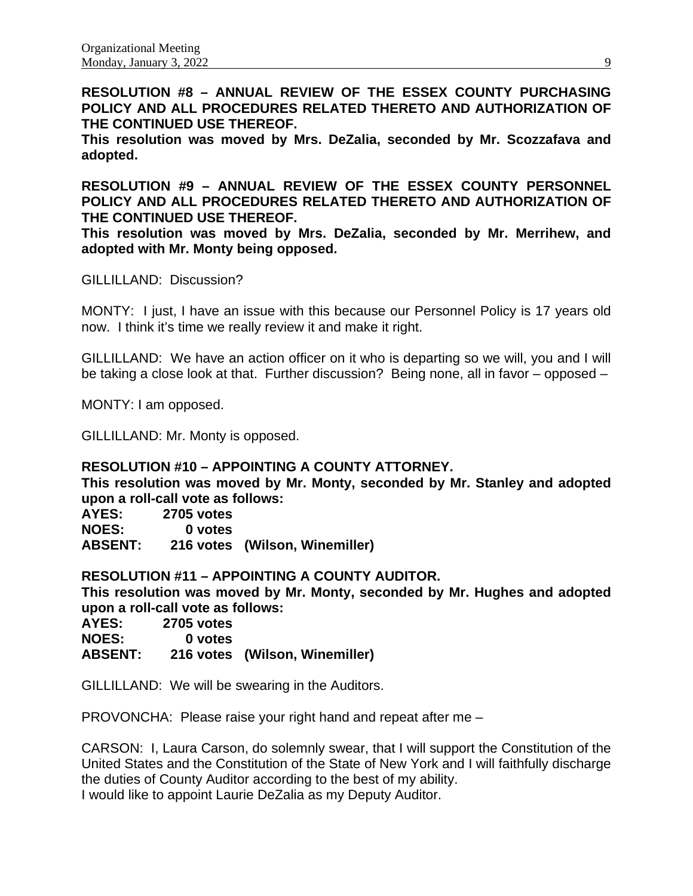**RESOLUTION #8 – ANNUAL REVIEW OF THE ESSEX COUNTY PURCHASING POLICY AND ALL PROCEDURES RELATED THERETO AND AUTHORIZATION OF THE CONTINUED USE THEREOF.**

**This resolution was moved by Mrs. DeZalia, seconded by Mr. Scozzafava and adopted.**

**RESOLUTION #9 – ANNUAL REVIEW OF THE ESSEX COUNTY PERSONNEL POLICY AND ALL PROCEDURES RELATED THERETO AND AUTHORIZATION OF THE CONTINUED USE THEREOF.**

**This resolution was moved by Mrs. DeZalia, seconded by Mr. Merrihew, and adopted with Mr. Monty being opposed.**

GILLILLAND: Discussion?

MONTY: I just, I have an issue with this because our Personnel Policy is 17 years old now. I think it's time we really review it and make it right.

GILLILLAND: We have an action officer on it who is departing so we will, you and I will be taking a close look at that. Further discussion? Being none, all in favor – opposed –

MONTY: I am opposed.

GILLILLAND: Mr. Monty is opposed.

**RESOLUTION #10 – APPOINTING A COUNTY ATTORNEY.**

**This resolution was moved by Mr. Monty, seconded by Mr. Stanley and adopted upon a roll-call vote as follows:**

**AYES: 2705 votes**
**NOES: 0 votes**
**ABSENT: 216 votes (Wilson, Winemiller)**

**RESOLUTION #11 – APPOINTING A COUNTY AUDITOR.**

**This resolution was moved by Mr. Monty, seconded by Mr. Hughes and adopted upon a roll-call vote as follows:**

**AYES: 2705 votes**
**NOES: 0 votes**
**ABSENT: 216 votes (Wilson, Winemiller)**

GILLILLAND: We will be swearing in the Auditors.

PROVONCHA: Please raise your right hand and repeat after me –

CARSON: I, Laura Carson, do solemnly swear, that I will support the Constitution of the United States and the Constitution of the State of New York and I will faithfully discharge the duties of County Auditor according to the best of my ability.
I would like to appoint Laurie DeZalia as my Deputy Auditor.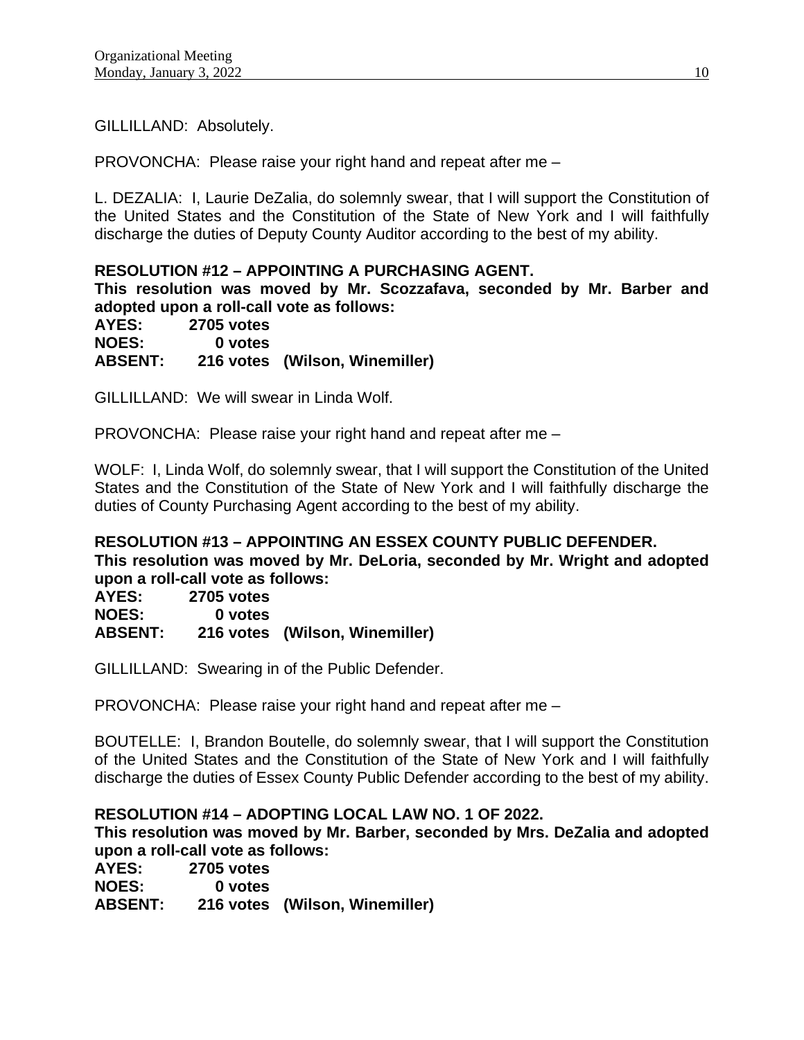GILLILLAND: Absolutely.

PROVONCHA: Please raise your right hand and repeat after me –

L. DEZALIA: I, Laurie DeZalia, do solemnly swear, that I will support the Constitution of the United States and the Constitution of the State of New York and I will faithfully discharge the duties of Deputy County Auditor according to the best of my ability.

**RESOLUTION #12 – APPOINTING A PURCHASING AGENT.**
**This resolution was moved by Mr. Scozzafava, seconded by Mr. Barber and adopted upon a roll-call vote as follows:**
**AYES: 2705 votes**
**NOES: 0 votes**
**ABSENT: 216 votes (Wilson, Winemiller)**

GILLILLAND: We will swear in Linda Wolf.

PROVONCHA: Please raise your right hand and repeat after me –

WOLF: I, Linda Wolf, do solemnly swear, that I will support the Constitution of the United States and the Constitution of the State of New York and I will faithfully discharge the duties of County Purchasing Agent according to the best of my ability.

**RESOLUTION #13 – APPOINTING AN ESSEX COUNTY PUBLIC DEFENDER.**
**This resolution was moved by Mr. DeLoria, seconded by Mr. Wright and adopted upon a roll-call vote as follows:**
**AYES: 2705 votes**
**NOES: 0 votes**
**ABSENT: 216 votes (Wilson, Winemiller)**

GILLILLAND: Swearing in of the Public Defender.

PROVONCHA: Please raise your right hand and repeat after me –

BOUTELLE: I, Brandon Boutelle, do solemnly swear, that I will support the Constitution of the United States and the Constitution of the State of New York and I will faithfully discharge the duties of Essex County Public Defender according to the best of my ability.

**RESOLUTION #14 – ADOPTING LOCAL LAW NO. 1 OF 2022.**
**This resolution was moved by Mr. Barber, seconded by Mrs. DeZalia and adopted upon a roll-call vote as follows:**
**AYES: 2705 votes**
**NOES: 0 votes**
**ABSENT: 216 votes (Wilson, Winemiller)**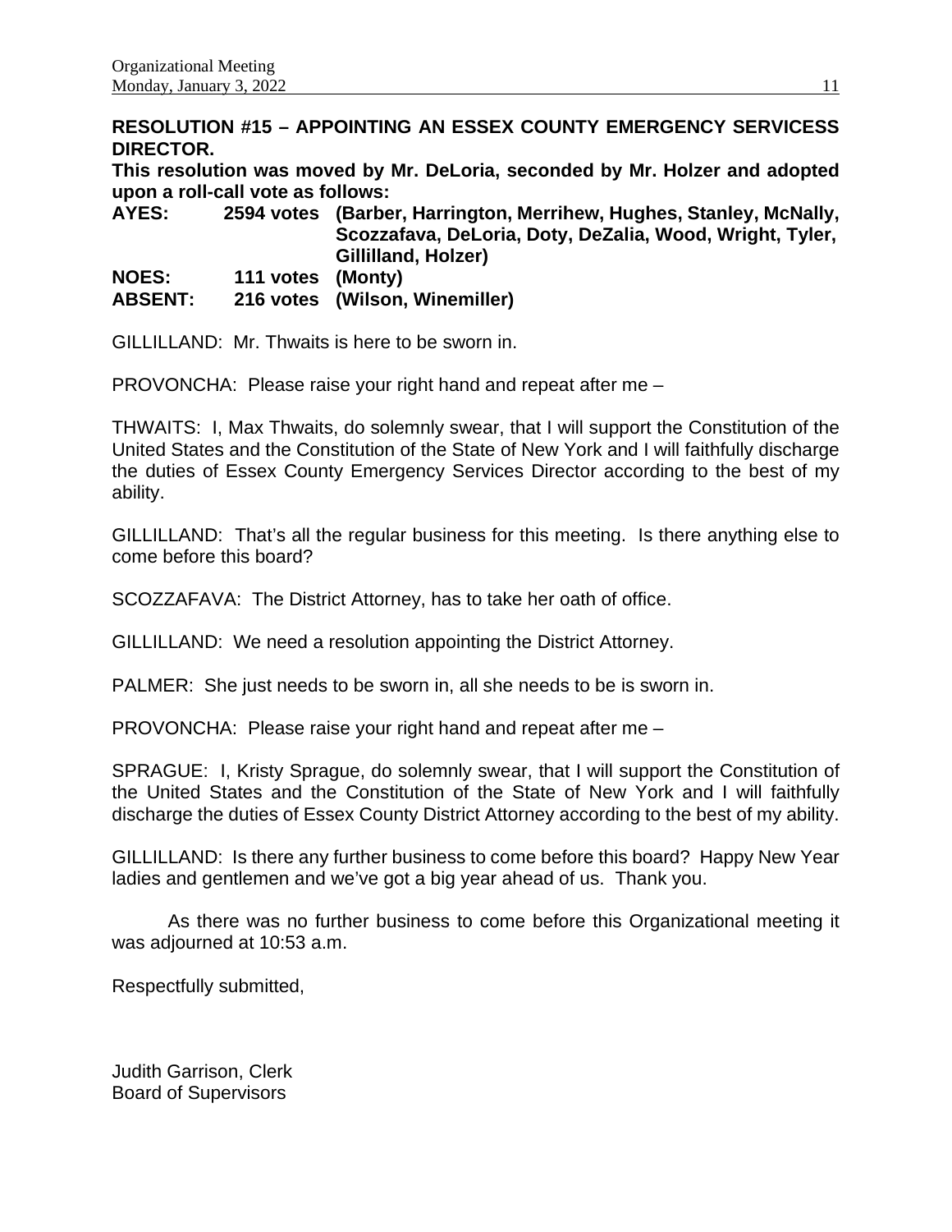**RESOLUTION #15 – APPOINTING AN ESSEX COUNTY EMERGENCY SERVICESS DIRECTOR.**

**This resolution was moved by Mr. DeLoria, seconded by Mr. Holzer and adopted upon a roll-call vote as follows:**

| | | |
|---|---|---|
| **AYES:** | **2594 votes** | **(Barber, Harrington, Merrihew, Hughes, Stanley, McNally, Scozzafava, DeLoria, Doty, DeZalia, Wood, Wright, Tyler, Gillilland, Holzer)** |
| **NOES:** | **111 votes** | **(Monty)** |
| **ABSENT:** | **216 votes** | **(Wilson, Winemiller)** |

GILLILLAND: Mr. Thwaits is here to be sworn in.

PROVONCHA: Please raise your right hand and repeat after me –

THWAITS: I, Max Thwaits, do solemnly swear, that I will support the Constitution of the United States and the Constitution of the State of New York and I will faithfully discharge the duties of Essex County Emergency Services Director according to the best of my ability.

GILLILLAND: That's all the regular business for this meeting. Is there anything else to come before this board?

SCOZZAFAVA: The District Attorney, has to take her oath of office.

GILLILLAND: We need a resolution appointing the District Attorney.

PALMER: She just needs to be sworn in, all she needs to be is sworn in.

PROVONCHA: Please raise your right hand and repeat after me –

SPRAGUE: I, Kristy Sprague, do solemnly swear, that I will support the Constitution of the United States and the Constitution of the State of New York and I will faithfully discharge the duties of Essex County District Attorney according to the best of my ability.

GILLILLAND: Is there any further business to come before this board? Happy New Year ladies and gentlemen and we've got a big year ahead of us. Thank you.

As there was no further business to come before this Organizational meeting it was adjourned at 10:53 a.m.

Respectfully submitted,

Judith Garrison, Clerk
Board of Supervisors